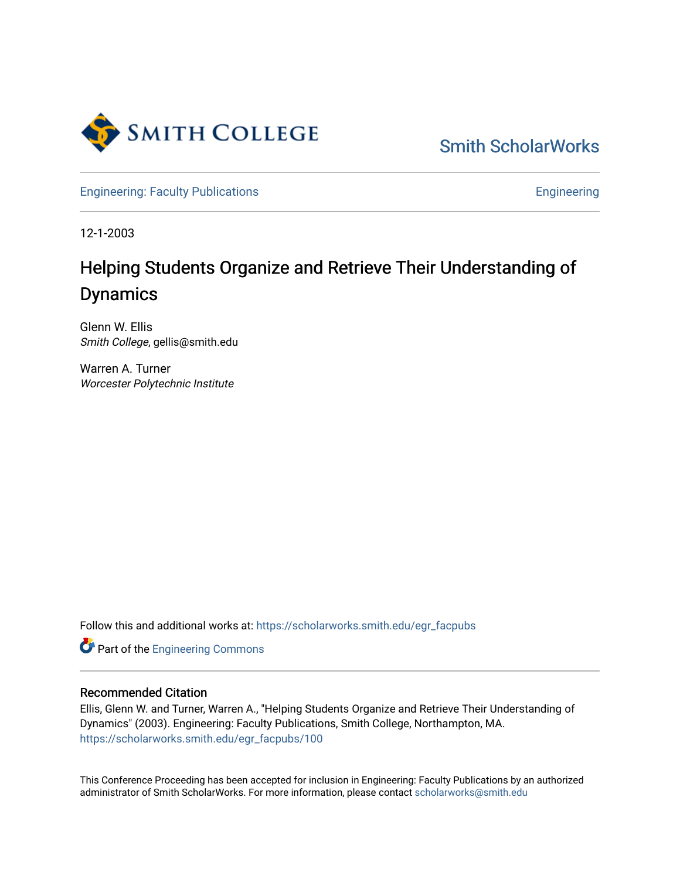Smith ScholarWorks

Engineering: Faculty Publications

Engineering

12-1-2003

# Helping Students Organize and Retrieve Their Understanding of Dynamics

Glenn W. Ellis
*Smith College*, gellis@smith.edu

Warren A. Turner
*Worcester Polytechnic Institute*

Follow this and additional works at: https://scholarworks.smith.edu/egr_facpubs

Part of the Engineering Commons

### Recommended Citation

Ellis, Glenn W. and Turner, Warren A., "Helping Students Organize and Retrieve Their Understanding of Dynamics" (2003). Engineering: Faculty Publications, Smith College, Northampton, MA.
https://scholarworks.smith.edu/egr_facpubs/100

This Conference Proceeding has been accepted for inclusion in Engineering: Faculty Publications by an authorized administrator of Smith ScholarWorks. For more information, please contact scholarworks@smith.edu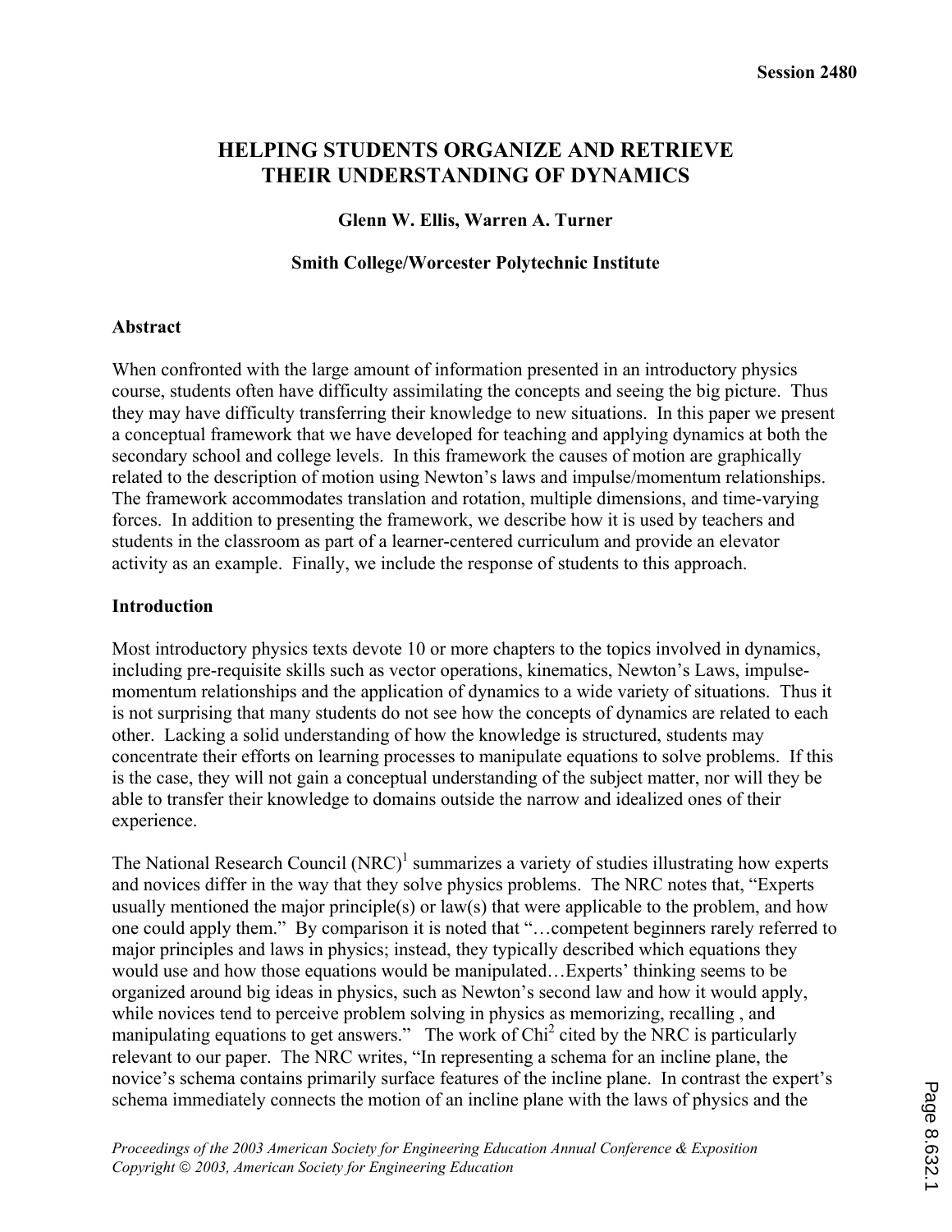Session 2480

# HELPING STUDENTS ORGANIZE AND RETRIEVE THEIR UNDERSTANDING OF DYNAMICS

**Glenn W. Ellis, Warren A. Turner**

**Smith College/Worcester Polytechnic Institute**

## Abstract

When confronted with the large amount of information presented in an introductory physics course, students often have difficulty assimilating the concepts and seeing the big picture. Thus they may have difficulty transferring their knowledge to new situations. In this paper we present a conceptual framework that we have developed for teaching and applying dynamics at both the secondary school and college levels. In this framework the causes of motion are graphically related to the description of motion using Newton's laws and impulse/momentum relationships. The framework accommodates translation and rotation, multiple dimensions, and time-varying forces. In addition to presenting the framework, we describe how it is used by teachers and students in the classroom as part of a learner-centered curriculum and provide an elevator activity as an example. Finally, we include the response of students to this approach.

## Introduction

Most introductory physics texts devote 10 or more chapters to the topics involved in dynamics, including pre-requisite skills such as vector operations, kinematics, Newton's Laws, impulse-momentum relationships and the application of dynamics to a wide variety of situations. Thus it is not surprising that many students do not see how the concepts of dynamics are related to each other. Lacking a solid understanding of how the knowledge is structured, students may concentrate their efforts on learning processes to manipulate equations to solve problems. If this is the case, they will not gain a conceptual understanding of the subject matter, nor will they be able to transfer their knowledge to domains outside the narrow and idealized ones of their experience.

The National Research Council (NRC)[1] summarizes a variety of studies illustrating how experts and novices differ in the way that they solve physics problems. The NRC notes that, "Experts usually mentioned the major principle(s) or law(s) that were applicable to the problem, and how one could apply them." By comparison it is noted that "…competent beginners rarely referred to major principles and laws in physics; instead, they typically described which equations they would use and how those equations would be manipulated…Experts' thinking seems to be organized around big ideas in physics, such as Newton's second law and how it would apply, while novices tend to perceive problem solving in physics as memorizing, recalling , and manipulating equations to get answers." The work of Chi[2] cited by the NRC is particularly relevant to our paper. The NRC writes, "In representing a schema for an incline plane, the novice's schema contains primarily surface features of the incline plane. In contrast the expert's schema immediately connects the motion of an incline plane with the laws of physics and the

*Proceedings of the 2003 American Society for Engineering Education Annual Conference & Exposition*
*Copyright © 2003, American Society for Engineering Education*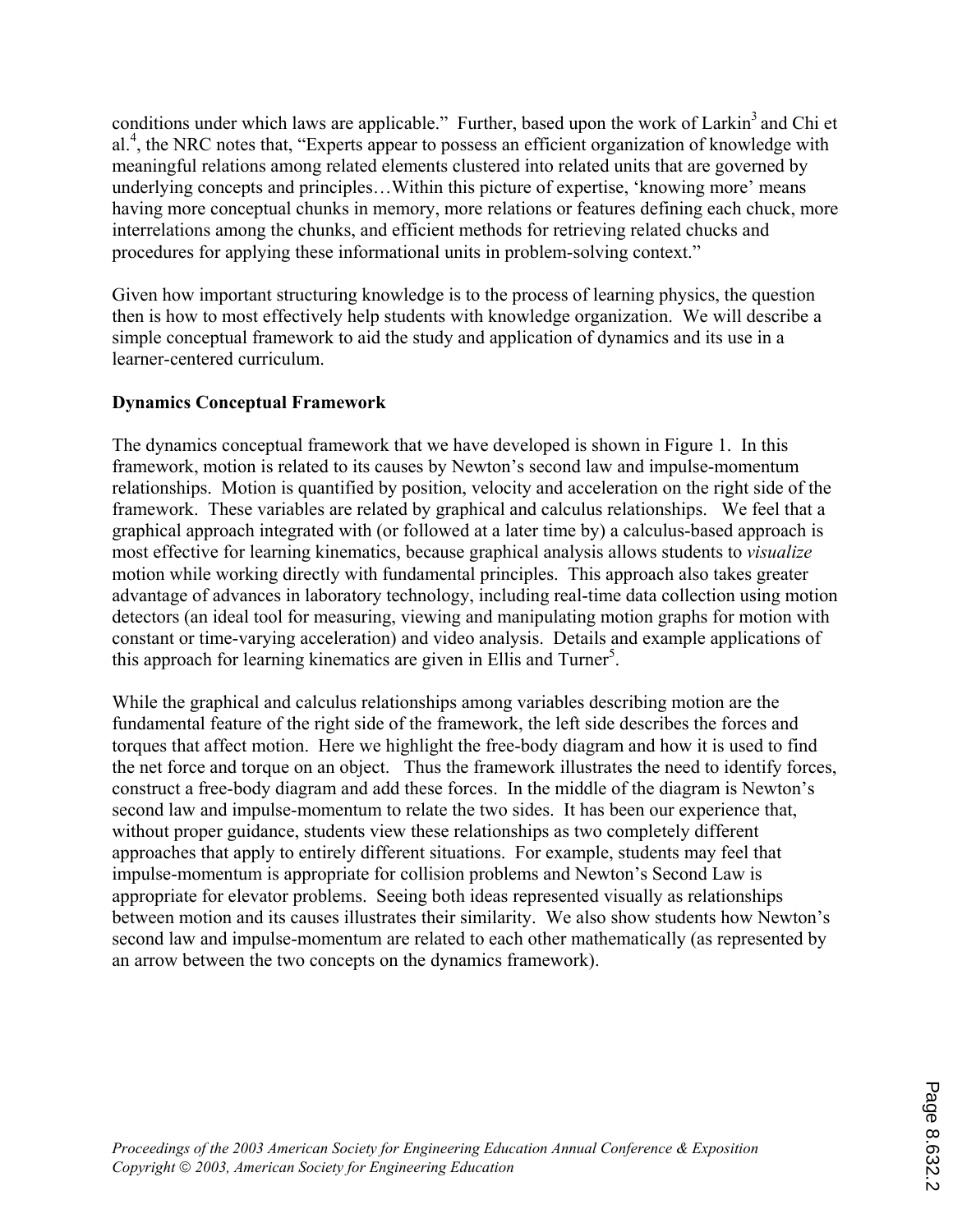conditions under which laws are applicable." Further, based upon the work of Larkin[3] and Chi et al.[4], the NRC notes that, "Experts appear to possess an efficient organization of knowledge with meaningful relations among related elements clustered into related units that are governed by underlying concepts and principles…Within this picture of expertise, 'knowing more' means having more conceptual chunks in memory, more relations or features defining each chuck, more interrelations among the chunks, and efficient methods for retrieving related chucks and procedures for applying these informational units in problem-solving context."

Given how important structuring knowledge is to the process of learning physics, the question then is how to most effectively help students with knowledge organization. We will describe a simple conceptual framework to aid the study and application of dynamics and its use in a learner-centered curriculum.

**Dynamics Conceptual Framework**

The dynamics conceptual framework that we have developed is shown in Figure 1. In this framework, motion is related to its causes by Newton's second law and impulse-momentum relationships. Motion is quantified by position, velocity and acceleration on the right side of the framework. These variables are related by graphical and calculus relationships. We feel that a graphical approach integrated with (or followed at a later time by) a calculus-based approach is most effective for learning kinematics, because graphical analysis allows students to *visualize* motion while working directly with fundamental principles. This approach also takes greater advantage of advances in laboratory technology, including real-time data collection using motion detectors (an ideal tool for measuring, viewing and manipulating motion graphs for motion with constant or time-varying acceleration) and video analysis. Details and example applications of this approach for learning kinematics are given in Ellis and Turner[5].

While the graphical and calculus relationships among variables describing motion are the fundamental feature of the right side of the framework, the left side describes the forces and torques that affect motion. Here we highlight the free-body diagram and how it is used to find the net force and torque on an object. Thus the framework illustrates the need to identify forces, construct a free-body diagram and add these forces. In the middle of the diagram is Newton's second law and impulse-momentum to relate the two sides. It has been our experience that, without proper guidance, students view these relationships as two completely different approaches that apply to entirely different situations. For example, students may feel that impulse-momentum is appropriate for collision problems and Newton's Second Law is appropriate for elevator problems. Seeing both ideas represented visually as relationships between motion and its causes illustrates their similarity. We also show students how Newton's second law and impulse-momentum are related to each other mathematically (as represented by an arrow between the two concepts on the dynamics framework).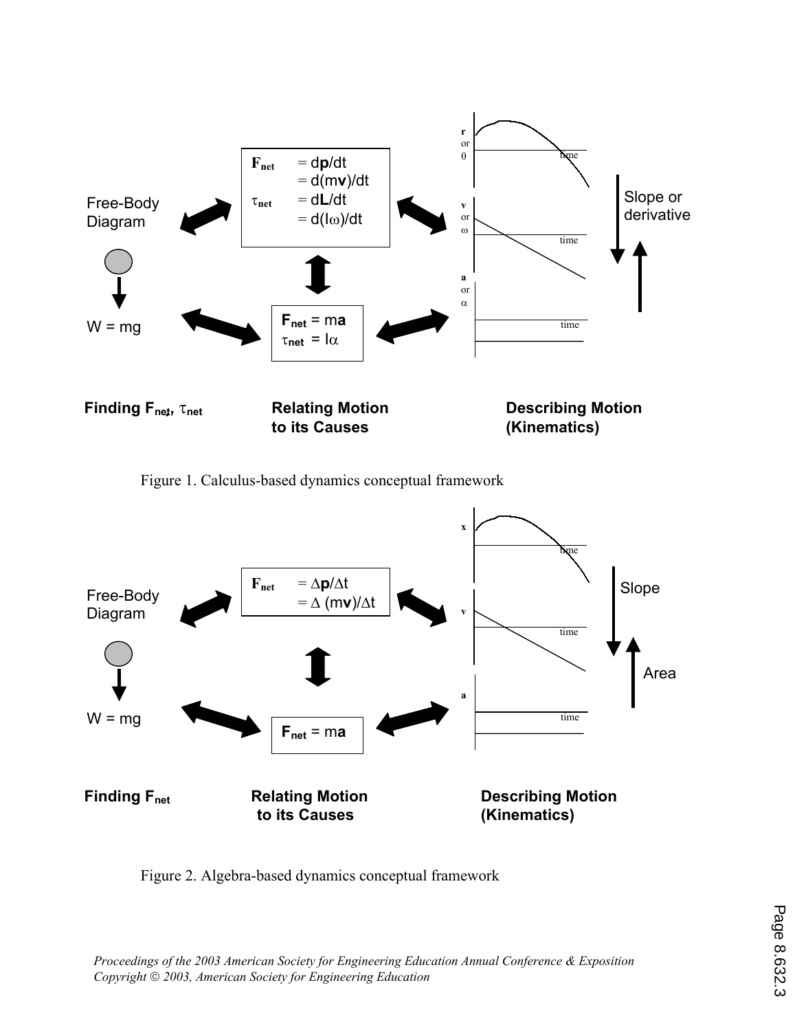Free-Body Diagram

$W = mg$

$\mathbf{F}_{net} = d\mathbf{p}/dt = d(m\mathbf{v})/dt$

$\tau_{net} = d\mathbf{L}/dt = d(I\omega)/dt$

$\mathbf{F}_{net} = m\mathbf{a}$

$\tau_{net} = I\alpha$

r or θ — time

v or ω — time

a or α — time

Slope or derivative

**Finding $F_{net}$, $\tau_{net}$** | **Relating Motion to its Causes** | **Describing Motion (Kinematics)**

Figure 1. Calculus-based dynamics conceptual framework

Free-Body Diagram

$W = mg$

$\mathbf{F}_{net} = \Delta\mathbf{p}/\Delta t = \Delta(m\mathbf{v})/\Delta t$

$\mathbf{F}_{net} = m\mathbf{a}$

x — time

v — time

a — time

Slope

Area

**Finding $F_{net}$** | **Relating Motion to its Causes** | **Describing Motion (Kinematics)**

Figure 2. Algebra-based dynamics conceptual framework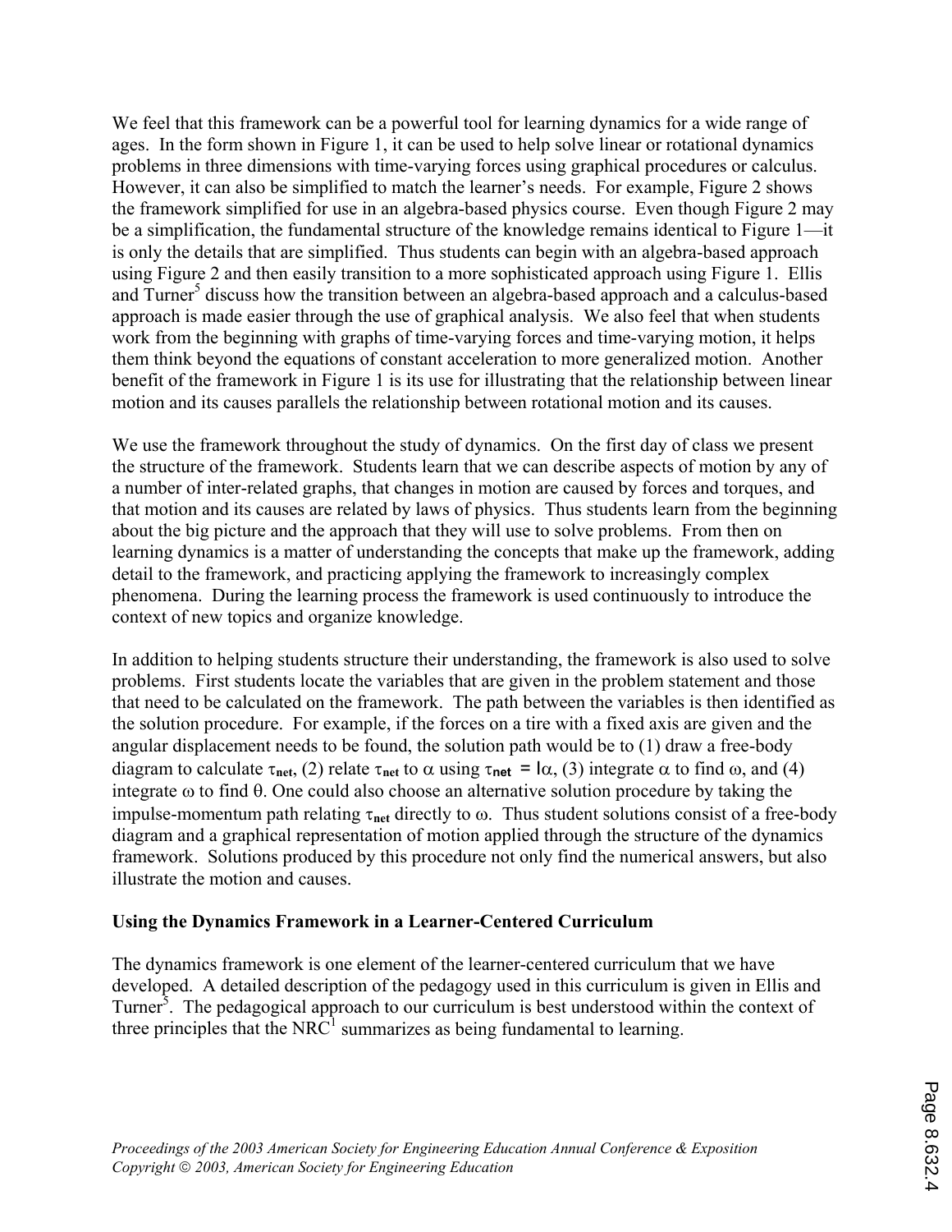We feel that this framework can be a powerful tool for learning dynamics for a wide range of ages. In the form shown in Figure 1, it can be used to help solve linear or rotational dynamics problems in three dimensions with time-varying forces using graphical procedures or calculus. However, it can also be simplified to match the learner's needs. For example, Figure 2 shows the framework simplified for use in an algebra-based physics course. Even though Figure 2 may be a simplification, the fundamental structure of the knowledge remains identical to Figure 1—it is only the details that are simplified. Thus students can begin with an algebra-based approach using Figure 2 and then easily transition to a more sophisticated approach using Figure 1. Ellis and Turner[5] discuss how the transition between an algebra-based approach and a calculus-based approach is made easier through the use of graphical analysis. We also feel that when students work from the beginning with graphs of time-varying forces and time-varying motion, it helps them think beyond the equations of constant acceleration to more generalized motion. Another benefit of the framework in Figure 1 is its use for illustrating that the relationship between linear motion and its causes parallels the relationship between rotational motion and its causes.

We use the framework throughout the study of dynamics. On the first day of class we present the structure of the framework. Students learn that we can describe aspects of motion by any of a number of inter-related graphs, that changes in motion are caused by forces and torques, and that motion and its causes are related by laws of physics. Thus students learn from the beginning about the big picture and the approach that they will use to solve problems. From then on learning dynamics is a matter of understanding the concepts that make up the framework, adding detail to the framework, and practicing applying the framework to increasingly complex phenomena. During the learning process the framework is used continuously to introduce the context of new topics and organize knowledge.

In addition to helping students structure their understanding, the framework is also used to solve problems. First students locate the variables that are given in the problem statement and those that need to be calculated on the framework. The path between the variables is then identified as the solution procedure. For example, if the forces on a tire with a fixed axis are given and the angular displacement needs to be found, the solution path would be to (1) draw a free-body diagram to calculate $\tau_{net}$, (2) relate $\tau_{net}$ to $\alpha$ using $\tau_{net} = I\alpha$, (3) integrate $\alpha$ to find $\omega$, and (4) integrate $\omega$ to find $\theta$. One could also choose an alternative solution procedure by taking the impulse-momentum path relating $\tau_{net}$ directly to $\omega$. Thus student solutions consist of a free-body diagram and a graphical representation of motion applied through the structure of the dynamics framework. Solutions produced by this procedure not only find the numerical answers, but also illustrate the motion and causes.

### Using the Dynamics Framework in a Learner-Centered Curriculum

The dynamics framework is one element of the learner-centered curriculum that we have developed. A detailed description of the pedagogy used in this curriculum is given in Ellis and Turner[5]. The pedagogical approach to our curriculum is best understood within the context of three principles that the NRC[1] summarizes as being fundamental to learning.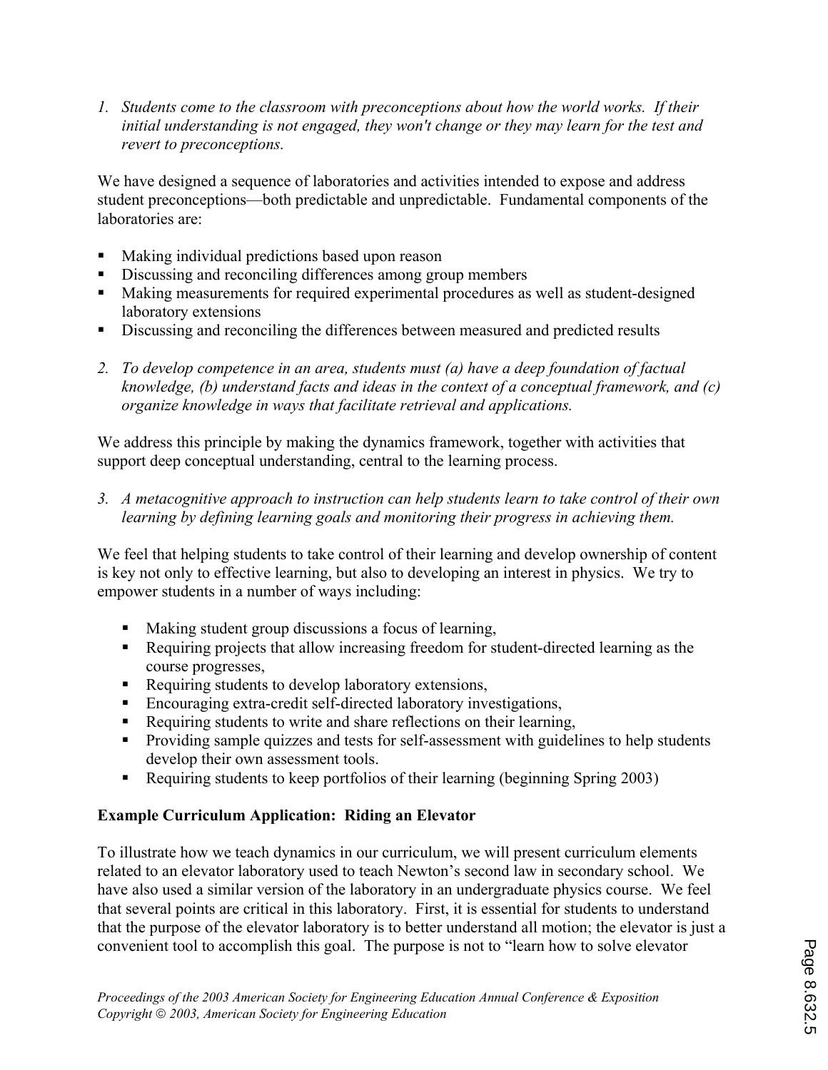1. *Students come to the classroom with preconceptions about how the world works. If their initial understanding is not engaged, they won't change or they may learn for the test and revert to preconceptions.*

We have designed a sequence of laboratories and activities intended to expose and address student preconceptions—both predictable and unpredictable. Fundamental components of the laboratories are:

- Making individual predictions based upon reason
- Discussing and reconciling differences among group members
- Making measurements for required experimental procedures as well as student-designed laboratory extensions
- Discussing and reconciling the differences between measured and predicted results

2. *To develop competence in an area, students must (a) have a deep foundation of factual knowledge, (b) understand facts and ideas in the context of a conceptual framework, and (c) organize knowledge in ways that facilitate retrieval and applications.*

We address this principle by making the dynamics framework, together with activities that support deep conceptual understanding, central to the learning process.

3. *A metacognitive approach to instruction can help students learn to take control of their own learning by defining learning goals and monitoring their progress in achieving them.*

We feel that helping students to take control of their learning and develop ownership of content is key not only to effective learning, but also to developing an interest in physics. We try to empower students in a number of ways including:

- Making student group discussions a focus of learning,
- Requiring projects that allow increasing freedom for student-directed learning as the course progresses,
- Requiring students to develop laboratory extensions,
- Encouraging extra-credit self-directed laboratory investigations,
- Requiring students to write and share reflections on their learning,
- Providing sample quizzes and tests for self-assessment with guidelines to help students develop their own assessment tools.
- Requiring students to keep portfolios of their learning (beginning Spring 2003)

**Example Curriculum Application: Riding an Elevator**

To illustrate how we teach dynamics in our curriculum, we will present curriculum elements related to an elevator laboratory used to teach Newton's second law in secondary school. We have also used a similar version of the laboratory in an undergraduate physics course. We feel that several points are critical in this laboratory. First, it is essential for students to understand that the purpose of the elevator laboratory is to better understand all motion; the elevator is just a convenient tool to accomplish this goal. The purpose is not to "learn how to solve elevator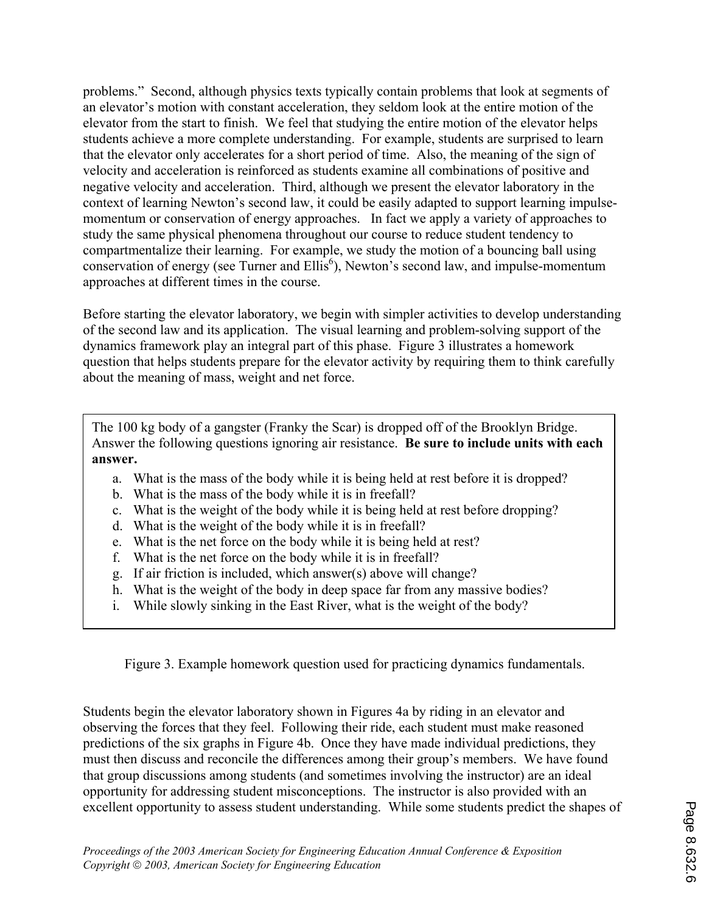problems." Second, although physics texts typically contain problems that look at segments of an elevator's motion with constant acceleration, they seldom look at the entire motion of the elevator from the start to finish. We feel that studying the entire motion of the elevator helps students achieve a more complete understanding. For example, students are surprised to learn that the elevator only accelerates for a short period of time. Also, the meaning of the sign of velocity and acceleration is reinforced as students examine all combinations of positive and negative velocity and acceleration. Third, although we present the elevator laboratory in the context of learning Newton's second law, it could be easily adapted to support learning impulse-momentum or conservation of energy approaches. In fact we apply a variety of approaches to study the same physical phenomena throughout our course to reduce student tendency to compartmentalize their learning. For example, we study the motion of a bouncing ball using conservation of energy (see Turner and Ellis[6]), Newton's second law, and impulse-momentum approaches at different times in the course.

Before starting the elevator laboratory, we begin with simpler activities to develop understanding of the second law and its application. The visual learning and problem-solving support of the dynamics framework play an integral part of this phase. Figure 3 illustrates a homework question that helps students prepare for the elevator activity by requiring them to think carefully about the meaning of mass, weight and net force.

> The 100 kg body of a gangster (Franky the Scar) is dropped off of the Brooklyn Bridge. Answer the following questions ignoring air resistance. **Be sure to include units with each answer.**
>
> a. What is the mass of the body while it is being held at rest before it is dropped?
> b. What is the mass of the body while it is in freefall?
> c. What is the weight of the body while it is being held at rest before dropping?
> d. What is the weight of the body while it is in freefall?
> e. What is the net force on the body while it is being held at rest?
> f. What is the net force on the body while it is in freefall?
> g. If air friction is included, which answer(s) above will change?
> h. What is the weight of the body in deep space far from any massive bodies?
> i. While slowly sinking in the East River, what is the weight of the body?

Figure 3. Example homework question used for practicing dynamics fundamentals.

Students begin the elevator laboratory shown in Figures 4a by riding in an elevator and observing the forces that they feel. Following their ride, each student must make reasoned predictions of the six graphs in Figure 4b. Once they have made individual predictions, they must then discuss and reconcile the differences among their group's members. We have found that group discussions among students (and sometimes involving the instructor) are an ideal opportunity for addressing student misconceptions. The instructor is also provided with an excellent opportunity to assess student understanding. While some students predict the shapes of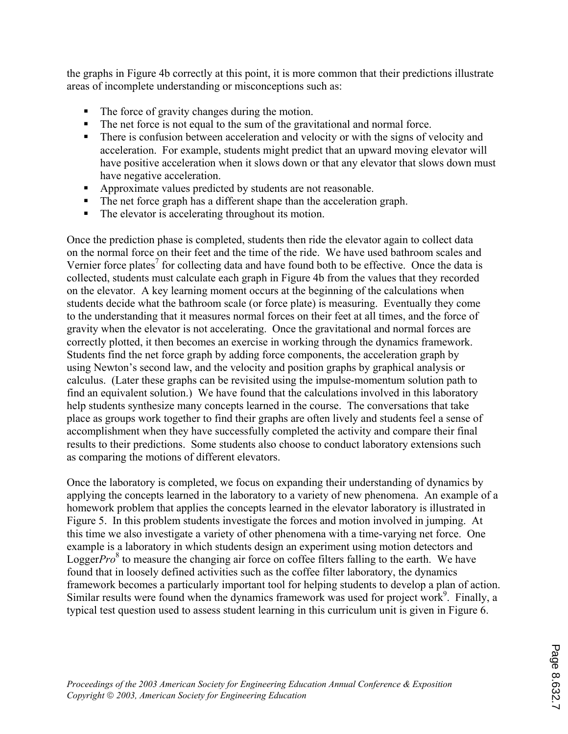the graphs in Figure 4b correctly at this point, it is more common that their predictions illustrate areas of incomplete understanding or misconceptions such as:

- The force of gravity changes during the motion.
- The net force is not equal to the sum of the gravitational and normal force.
- There is confusion between acceleration and velocity or with the signs of velocity and acceleration. For example, students might predict that an upward moving elevator will have positive acceleration when it slows down or that any elevator that slows down must have negative acceleration.
- Approximate values predicted by students are not reasonable.
- The net force graph has a different shape than the acceleration graph.
- The elevator is accelerating throughout its motion.

Once the prediction phase is completed, students then ride the elevator again to collect data on the normal force on their feet and the time of the ride. We have used bathroom scales and Vernier force plates[7] for collecting data and have found both to be effective. Once the data is collected, students must calculate each graph in Figure 4b from the values that they recorded on the elevator. A key learning moment occurs at the beginning of the calculations when students decide what the bathroom scale (or force plate) is measuring. Eventually they come to the understanding that it measures normal forces on their feet at all times, and the force of gravity when the elevator is not accelerating. Once the gravitational and normal forces are correctly plotted, it then becomes an exercise in working through the dynamics framework. Students find the net force graph by adding force components, the acceleration graph by using Newton's second law, and the velocity and position graphs by graphical analysis or calculus. (Later these graphs can be revisited using the impulse-momentum solution path to find an equivalent solution.) We have found that the calculations involved in this laboratory help students synthesize many concepts learned in the course. The conversations that take place as groups work together to find their graphs are often lively and students feel a sense of accomplishment when they have successfully completed the activity and compare their final results to their predictions. Some students also choose to conduct laboratory extensions such as comparing the motions of different elevators.

Once the laboratory is completed, we focus on expanding their understanding of dynamics by applying the concepts learned in the laboratory to a variety of new phenomena. An example of a homework problem that applies the concepts learned in the elevator laboratory is illustrated in Figure 5. In this problem students investigate the forces and motion involved in jumping. At this time we also investigate a variety of other phenomena with a time-varying net force. One example is a laboratory in which students design an experiment using motion detectors and Logger*Pro*[8] to measure the changing air force on coffee filters falling to the earth. We have found that in loosely defined activities such as the coffee filter laboratory, the dynamics framework becomes a particularly important tool for helping students to develop a plan of action. Similar results were found when the dynamics framework was used for project work[9]. Finally, a typical test question used to assess student learning in this curriculum unit is given in Figure 6.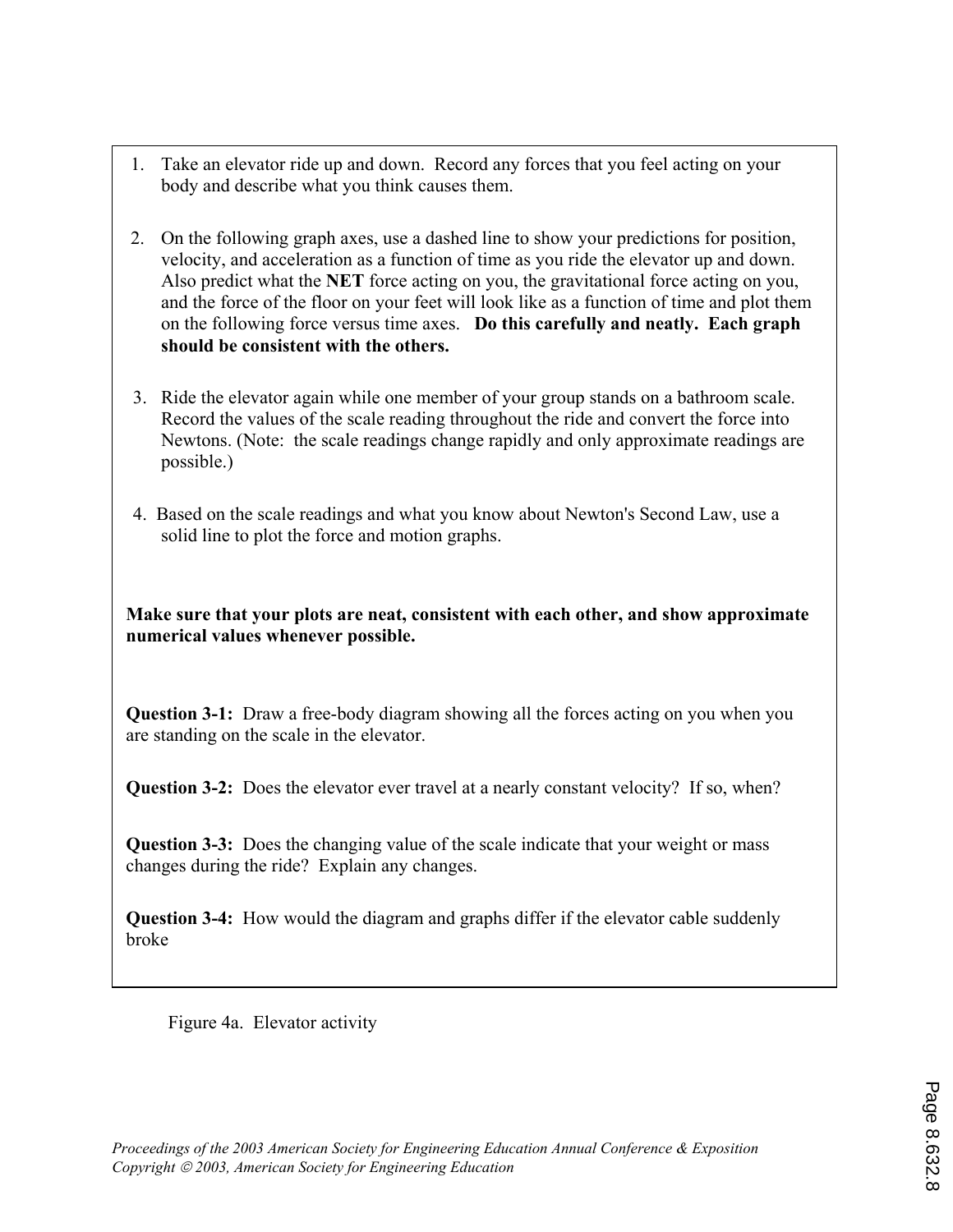1. Take an elevator ride up and down. Record any forces that you feel acting on your body and describe what you think causes them.

2. On the following graph axes, use a dashed line to show your predictions for position, velocity, and acceleration as a function of time as you ride the elevator up and down. Also predict what the **NET** force acting on you, the gravitational force acting on you, and the force of the floor on your feet will look like as a function of time and plot them on the following force versus time axes. **Do this carefully and neatly. Each graph should be consistent with the others.**

3. Ride the elevator again while one member of your group stands on a bathroom scale. Record the values of the scale reading throughout the ride and convert the force into Newtons. (Note: the scale readings change rapidly and only approximate readings are possible.)

4. Based on the scale readings and what you know about Newton's Second Law, use a solid line to plot the force and motion graphs.

**Make sure that your plots are neat, consistent with each other, and show approximate numerical values whenever possible.**

**Question 3-1:** Draw a free-body diagram showing all the forces acting on you when you are standing on the scale in the elevator.

**Question 3-2:** Does the elevator ever travel at a nearly constant velocity? If so, when?

**Question 3-3:** Does the changing value of the scale indicate that your weight or mass changes during the ride? Explain any changes.

**Question 3-4:** How would the diagram and graphs differ if the elevator cable suddenly broke

Figure 4a. Elevator activity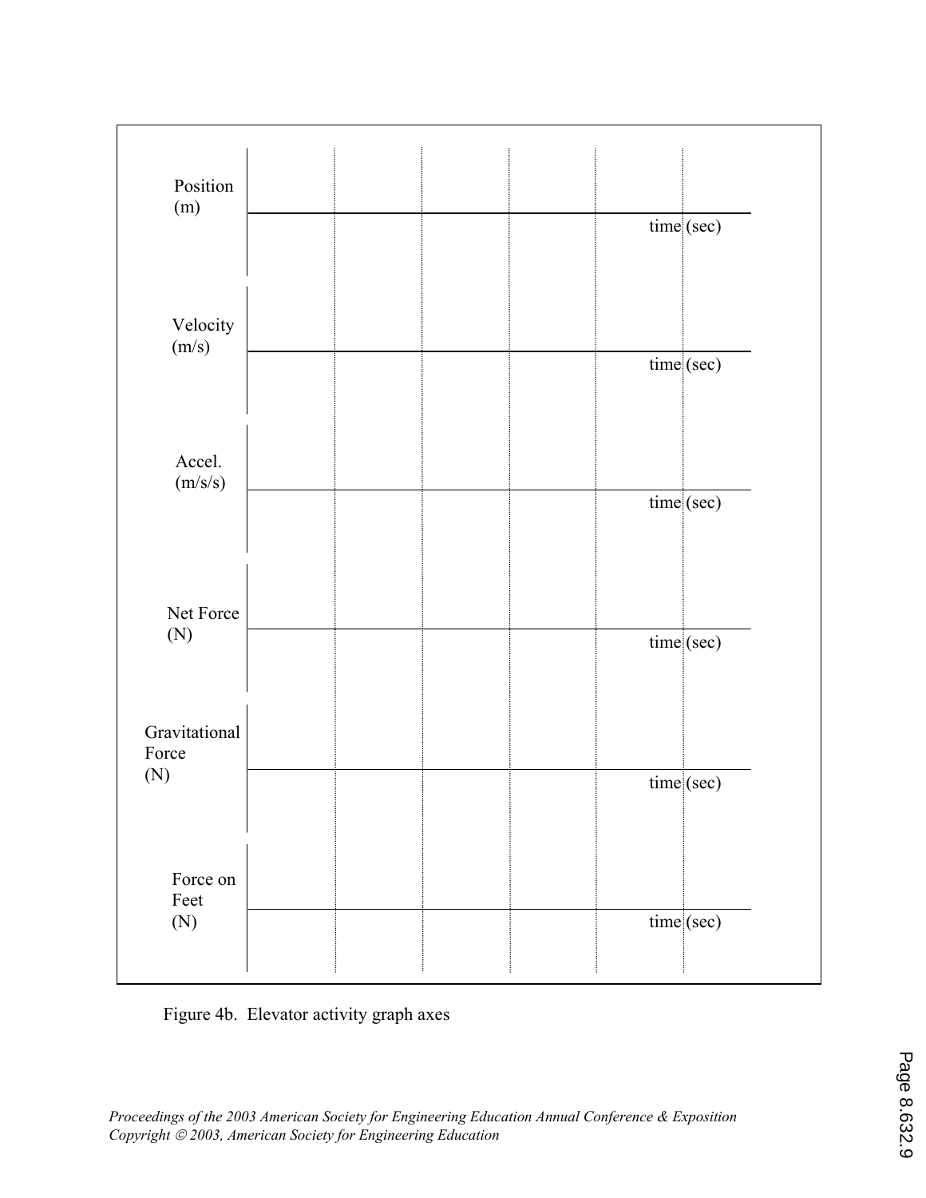Position (m)

time (sec)

Velocity (m/s)

time (sec)

Accel. (m/s/s)

time (sec)

Net Force (N)

time (sec)

Gravitational Force (N)

time (sec)

Force on Feet (N)

time (sec)

Figure 4b. Elevator activity graph axes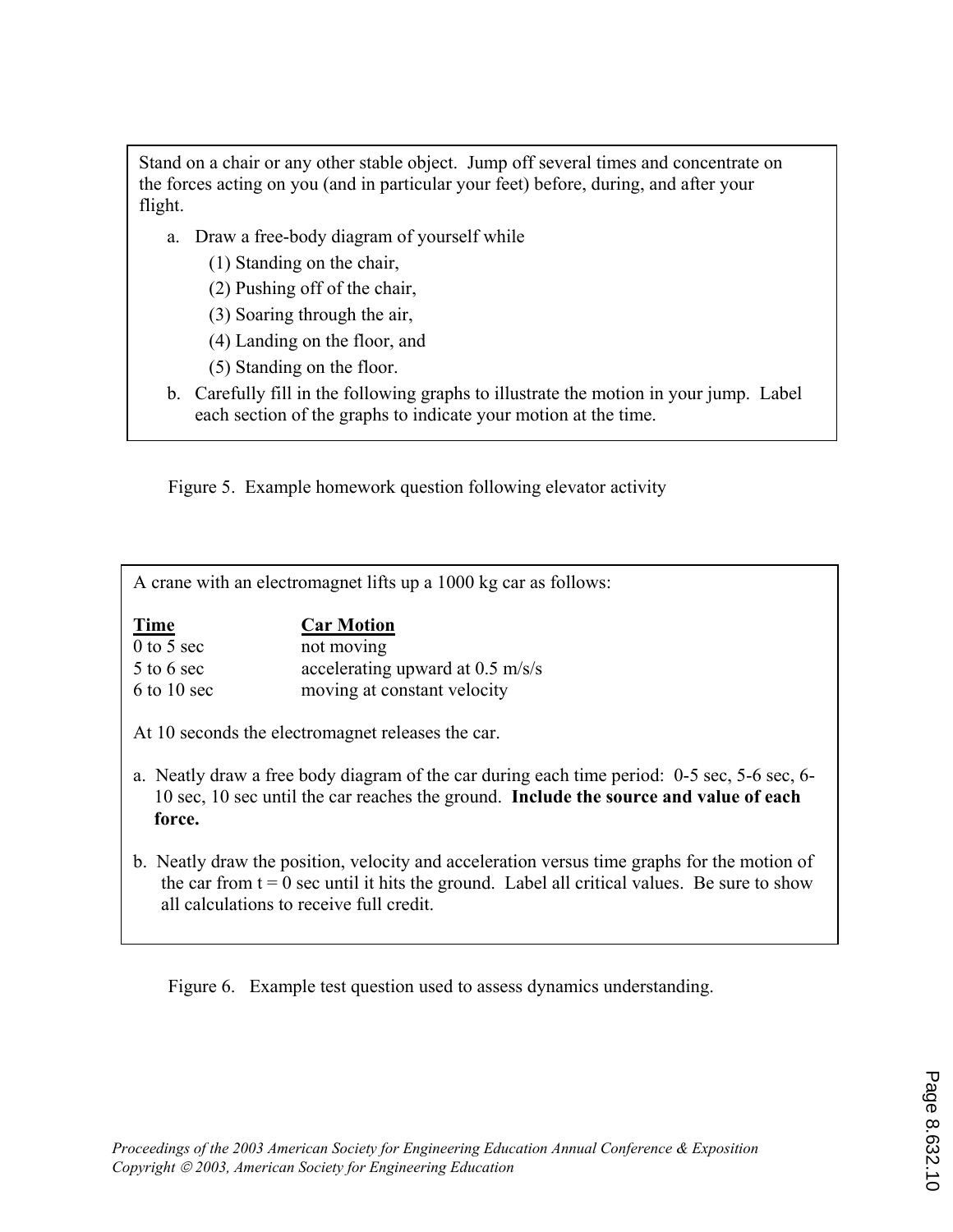Stand on a chair or any other stable object. Jump off several times and concentrate on the forces acting on you (and in particular your feet) before, during, and after your flight.

a. Draw a free-body diagram of yourself while
   - (1) Standing on the chair,
   - (2) Pushing off of the chair,
   - (3) Soaring through the air,
   - (4) Landing on the floor, and
   - (5) Standing on the floor.
b. Carefully fill in the following graphs to illustrate the motion in your jump. Label each section of the graphs to indicate your motion at the time.

Figure 5. Example homework question following elevator activity

A crane with an electromagnet lifts up a 1000 kg car as follows:

| **Time** | **Car Motion** |
|---|---|
| 0 to 5 sec | not moving |
| 5 to 6 sec | accelerating upward at 0.5 m/s/s |
| 6 to 10 sec | moving at constant velocity |

At 10 seconds the electromagnet releases the car.

a. Neatly draw a free body diagram of the car during each time period: 0-5 sec, 5-6 sec, 6-10 sec, 10 sec until the car reaches the ground. **Include the source and value of each force.**

b. Neatly draw the position, velocity and acceleration versus time graphs for the motion of the car from t = 0 sec until it hits the ground. Label all critical values. Be sure to show all calculations to receive full credit.

Figure 6. Example test question used to assess dynamics understanding.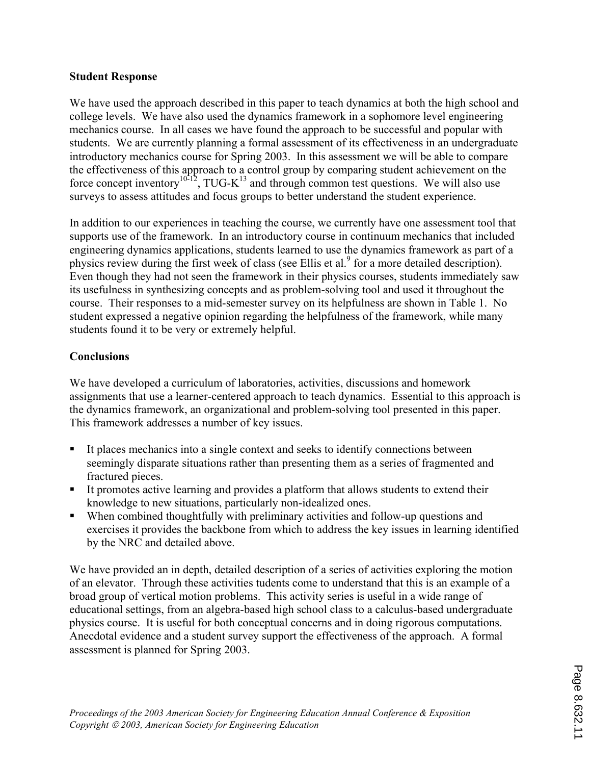## Student Response

We have used the approach described in this paper to teach dynamics at both the high school and college levels. We have also used the dynamics framework in a sophomore level engineering mechanics course. In all cases we have found the approach to be successful and popular with students. We are currently planning a formal assessment of its effectiveness in an undergraduate introductory mechanics course for Spring 2003. In this assessment we will be able to compare the effectiveness of this approach to a control group by comparing student achievement on the force concept inventory[10-12], TUG-K[13] and through common test questions. We will also use surveys to assess attitudes and focus groups to better understand the student experience.

In addition to our experiences in teaching the course, we currently have one assessment tool that supports use of the framework. In an introductory course in continuum mechanics that included engineering dynamics applications, students learned to use the dynamics framework as part of a physics review during the first week of class (see Ellis et al.[9] for a more detailed description). Even though they had not seen the framework in their physics courses, students immediately saw its usefulness in synthesizing concepts and as problem-solving tool and used it throughout the course. Their responses to a mid-semester survey on its helpfulness are shown in Table 1. No student expressed a negative opinion regarding the helpfulness of the framework, while many students found it to be very or extremely helpful.

## Conclusions

We have developed a curriculum of laboratories, activities, discussions and homework assignments that use a learner-centered approach to teach dynamics. Essential to this approach is the dynamics framework, an organizational and problem-solving tool presented in this paper. This framework addresses a number of key issues.

- It places mechanics into a single context and seeks to identify connections between seemingly disparate situations rather than presenting them as a series of fragmented and fractured pieces.
- It promotes active learning and provides a platform that allows students to extend their knowledge to new situations, particularly non-idealized ones.
- When combined thoughtfully with preliminary activities and follow-up questions and exercises it provides the backbone from which to address the key issues in learning identified by the NRC and detailed above.

We have provided an in depth, detailed description of a series of activities exploring the motion of an elevator. Through these activities tudents come to understand that this is an example of a broad group of vertical motion problems. This activity series is useful in a wide range of educational settings, from an algebra-based high school class to a calculus-based undergraduate physics course. It is useful for both conceptual concerns and in doing rigorous computations. Anecdotal evidence and a student survey support the effectiveness of the approach. A formal assessment is planned for Spring 2003.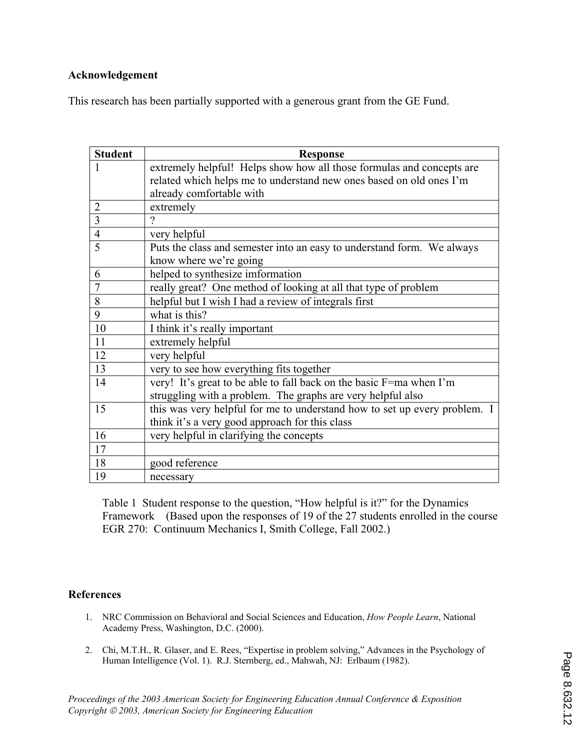## Acknowledgement

This research has been partially supported with a generous grant from the GE Fund.

| Student | Response |
|---|---|
| 1 | extremely helpful! Helps show how all those formulas and concepts are related which helps me to understand new ones based on old ones I'm already comfortable with |
| 2 | extremely |
| 3 | ? |
| 4 | very helpful |
| 5 | Puts the class and semester into an easy to understand form. We always know where we're going |
| 6 | helped to synthesize imformation |
| 7 | really great? One method of looking at all that type of problem |
| 8 | helpful but I wish I had a review of integrals first |
| 9 | what is this? |
| 10 | I think it's really important |
| 11 | extremely helpful |
| 12 | very helpful |
| 13 | very to see how everything fits together |
| 14 | very! It's great to be able to fall back on the basic F=ma when I'm struggling with a problem. The graphs are very helpful also |
| 15 | this was very helpful for me to understand how to set up every problem. I think it's a very good approach for this class |
| 16 | very helpful in clarifying the concepts |
| 17 | |
| 18 | good reference |
| 19 | necessary |

Table 1 Student response to the question, "How helpful is it?" for the Dynamics Framework (Based upon the responses of 19 of the 27 students enrolled in the course EGR 270: Continuum Mechanics I, Smith College, Fall 2002.)

## References

1. NRC Commission on Behavioral and Social Sciences and Education, *How People Learn*, National Academy Press, Washington, D.C. (2000).
2. Chi, M.T.H., R. Glaser, and E. Rees, "Expertise in problem solving," Advances in the Psychology of Human Intelligence (Vol. 1). R.J. Sternberg, ed., Mahwah, NJ: Erlbaum (1982).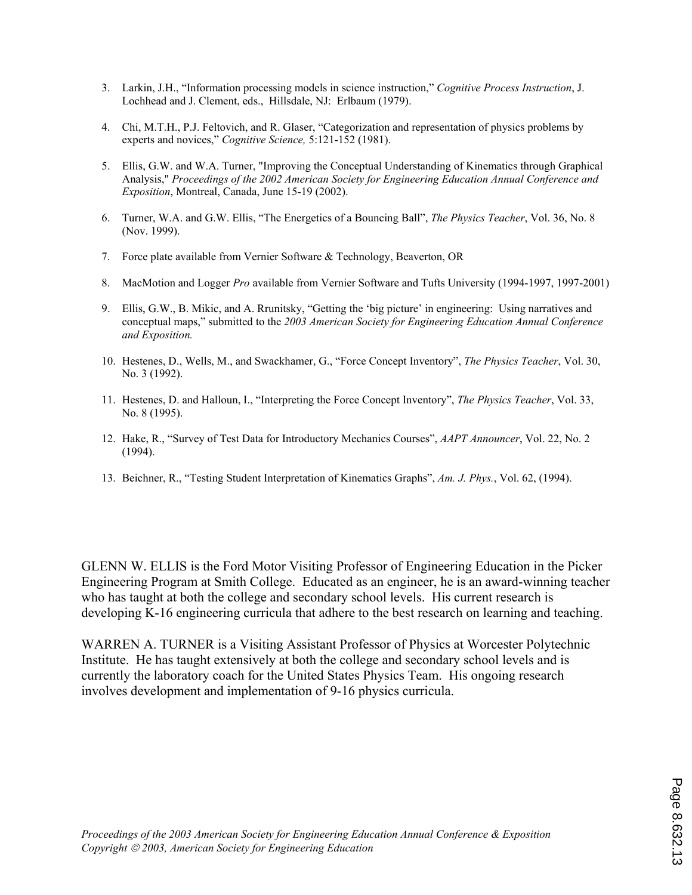3. Larkin, J.H., "Information processing models in science instruction," *Cognitive Process Instruction*, J. Lochhead and J. Clement, eds., Hillsdale, NJ: Erlbaum (1979).

4. Chi, M.T.H., P.J. Feltovich, and R. Glaser, "Categorization and representation of physics problems by experts and novices," *Cognitive Science,* 5:121-152 (1981).

5. Ellis, G.W. and W.A. Turner, "Improving the Conceptual Understanding of Kinematics through Graphical Analysis," *Proceedings of the 2002 American Society for Engineering Education Annual Conference and Exposition*, Montreal, Canada, June 15-19 (2002).

6. Turner, W.A. and G.W. Ellis, "The Energetics of a Bouncing Ball", *The Physics Teacher*, Vol. 36, No. 8 (Nov. 1999).

7. Force plate available from Vernier Software & Technology, Beaverton, OR

8. MacMotion and Logger *Pro* available from Vernier Software and Tufts University (1994-1997, 1997-2001)

9. Ellis, G.W., B. Mikic, and A. Rrunitsky, "Getting the 'big picture' in engineering: Using narratives and conceptual maps," submitted to the *2003 American Society for Engineering Education Annual Conference and Exposition.*

10. Hestenes, D., Wells, M., and Swackhamer, G., "Force Concept Inventory", *The Physics Teacher*, Vol. 30, No. 3 (1992).

11. Hestenes, D. and Halloun, I., "Interpreting the Force Concept Inventory", *The Physics Teacher*, Vol. 33, No. 8 (1995).

12. Hake, R., "Survey of Test Data for Introductory Mechanics Courses", *AAPT Announcer*, Vol. 22, No. 2 (1994).

13. Beichner, R., "Testing Student Interpretation of Kinematics Graphs", *Am. J. Phys.*, Vol. 62, (1994).

GLENN W. ELLIS is the Ford Motor Visiting Professor of Engineering Education in the Picker Engineering Program at Smith College. Educated as an engineer, he is an award-winning teacher who has taught at both the college and secondary school levels. His current research is developing K-16 engineering curricula that adhere to the best research on learning and teaching.

WARREN A. TURNER is a Visiting Assistant Professor of Physics at Worcester Polytechnic Institute. He has taught extensively at both the college and secondary school levels and is currently the laboratory coach for the United States Physics Team. His ongoing research involves development and implementation of 9-16 physics curricula.